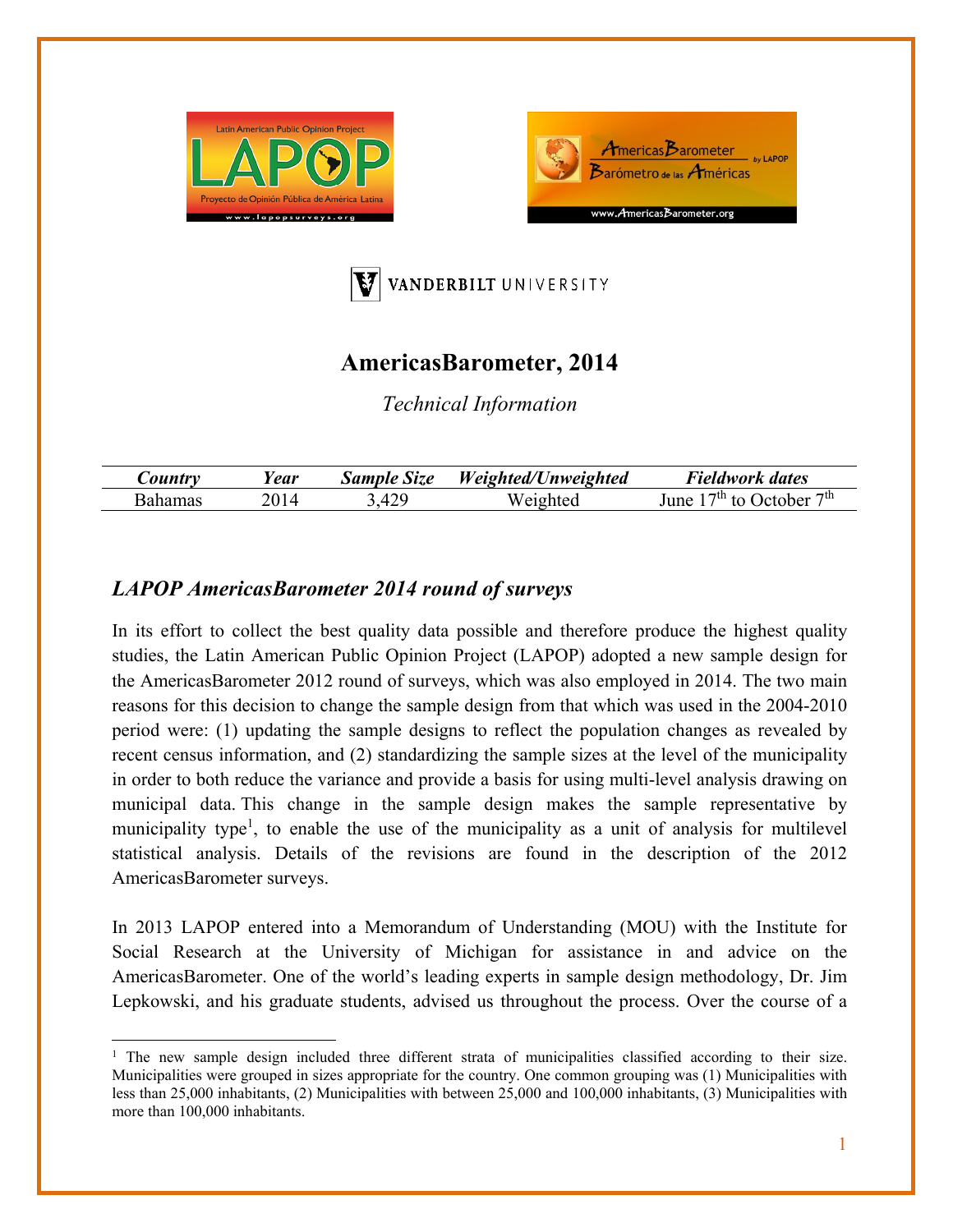# AmericasBarometer, 2014

*Technical Information*

| *Country* | *Year* | *Sample Size* | *Weighted/Unweighted* | *Fieldwork dates* |
|---|---|---|---|---|
| Bahamas | 2014 | 3,429 | Weighted | June 17th to October 7th |

## *LAPOP AmericasBarometer 2014 round of surveys*

In its effort to collect the best quality data possible and therefore produce the highest quality studies, the Latin American Public Opinion Project (LAPOP) adopted a new sample design for the AmericasBarometer 2012 round of surveys, which was also employed in 2014. The two main reasons for this decision to change the sample design from that which was used in the 2004-2010 period were: (1) updating the sample designs to reflect the population changes as revealed by recent census information, and (2) standardizing the sample sizes at the level of the municipality in order to both reduce the variance and provide a basis for using multi-level analysis drawing on municipal data. This change in the sample design makes the sample representative by municipality type[1], to enable the use of the municipality as a unit of analysis for multilevel statistical analysis. Details of the revisions are found in the description of the 2012 AmericasBarometer surveys.

In 2013 LAPOP entered into a Memorandum of Understanding (MOU) with the Institute for Social Research at the University of Michigan for assistance in and advice on the AmericasBarometer. One of the world's leading experts in sample design methodology, Dr. Jim Lepkowski, and his graduate students, advised us throughout the process. Over the course of a

---

[1] The new sample design included three different strata of municipalities classified according to their size. Municipalities were grouped in sizes appropriate for the country. One common grouping was (1) Municipalities with less than 25,000 inhabitants, (2) Municipalities with between 25,000 and 100,000 inhabitants, (3) Municipalities with more than 100,000 inhabitants.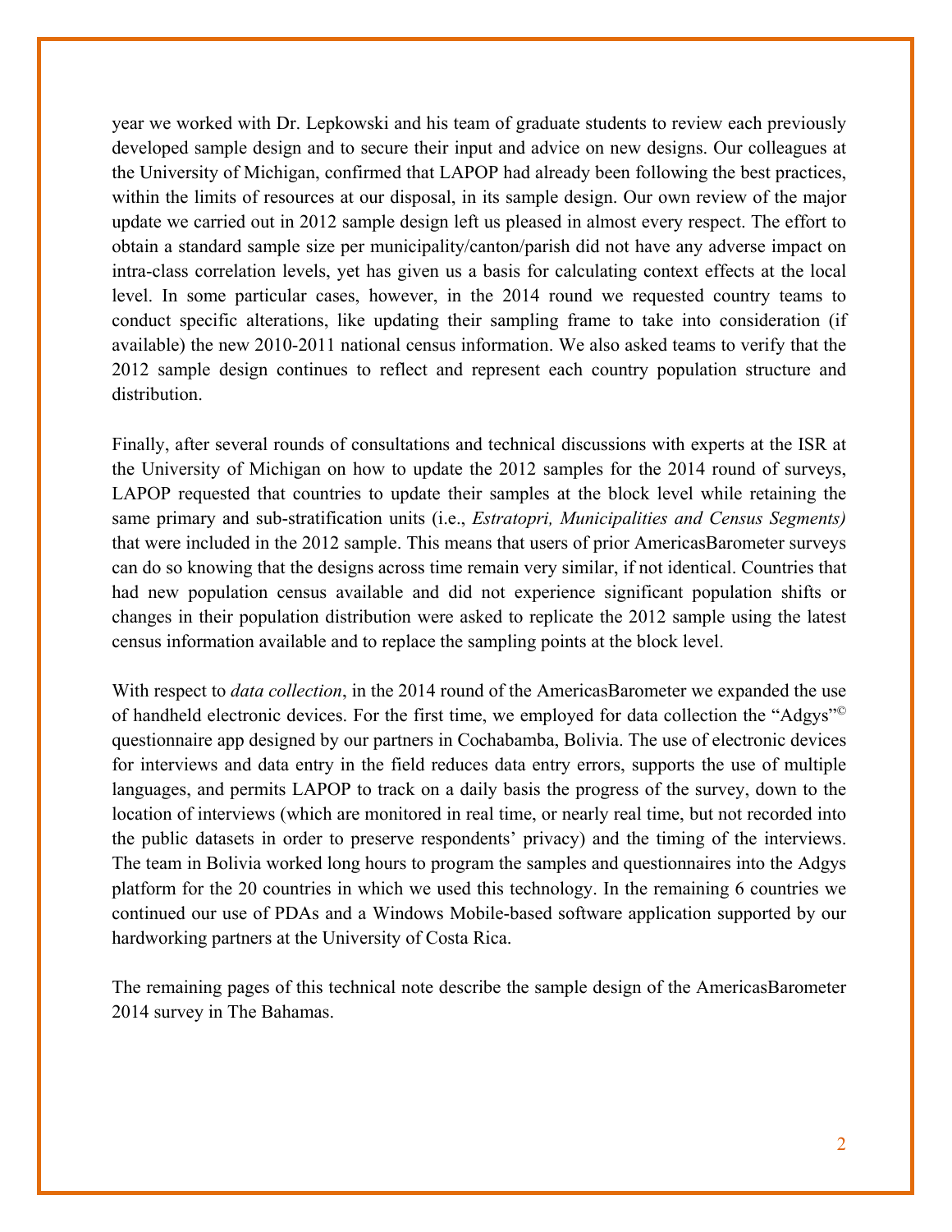year we worked with Dr. Lepkowski and his team of graduate students to review each previously developed sample design and to secure their input and advice on new designs. Our colleagues at the University of Michigan, confirmed that LAPOP had already been following the best practices, within the limits of resources at our disposal, in its sample design. Our own review of the major update we carried out in 2012 sample design left us pleased in almost every respect. The effort to obtain a standard sample size per municipality/canton/parish did not have any adverse impact on intra-class correlation levels, yet has given us a basis for calculating context effects at the local level. In some particular cases, however, in the 2014 round we requested country teams to conduct specific alterations, like updating their sampling frame to take into consideration (if available) the new 2010-2011 national census information. We also asked teams to verify that the 2012 sample design continues to reflect and represent each country population structure and distribution.

Finally, after several rounds of consultations and technical discussions with experts at the ISR at the University of Michigan on how to update the 2012 samples for the 2014 round of surveys, LAPOP requested that countries to update their samples at the block level while retaining the same primary and sub-stratification units (i.e., *Estratopri, Municipalities and Census Segments)* that were included in the 2012 sample. This means that users of prior AmericasBarometer surveys can do so knowing that the designs across time remain very similar, if not identical. Countries that had new population census available and did not experience significant population shifts or changes in their population distribution were asked to replicate the 2012 sample using the latest census information available and to replace the sampling points at the block level.

With respect to *data collection*, in the 2014 round of the AmericasBarometer we expanded the use of handheld electronic devices. For the first time, we employed for data collection the "Adgys"© questionnaire app designed by our partners in Cochabamba, Bolivia. The use of electronic devices for interviews and data entry in the field reduces data entry errors, supports the use of multiple languages, and permits LAPOP to track on a daily basis the progress of the survey, down to the location of interviews (which are monitored in real time, or nearly real time, but not recorded into the public datasets in order to preserve respondents' privacy) and the timing of the interviews. The team in Bolivia worked long hours to program the samples and questionnaires into the Adgys platform for the 20 countries in which we used this technology. In the remaining 6 countries we continued our use of PDAs and a Windows Mobile-based software application supported by our hardworking partners at the University of Costa Rica.

The remaining pages of this technical note describe the sample design of the AmericasBarometer 2014 survey in The Bahamas.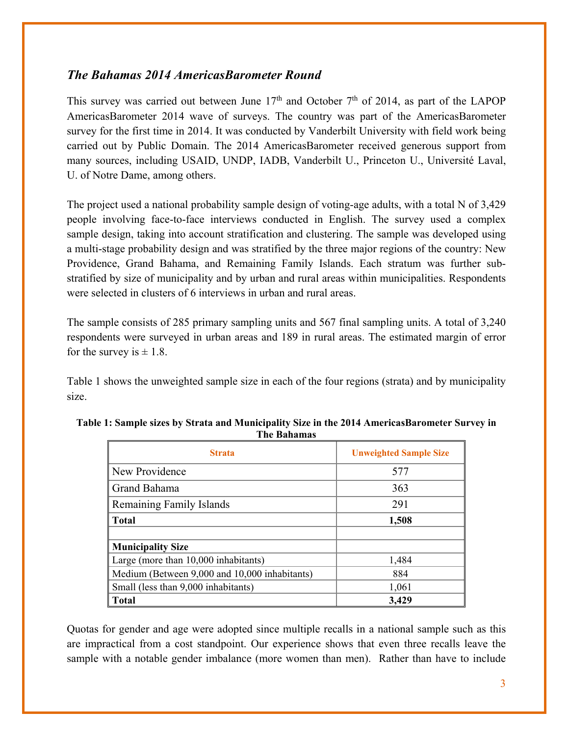## *The Bahamas 2014 AmericasBarometer Round*

This survey was carried out between June 17th and October 7th of 2014, as part of the LAPOP AmericasBarometer 2014 wave of surveys. The country was part of the AmericasBarometer survey for the first time in 2014. It was conducted by Vanderbilt University with field work being carried out by Public Domain. The 2014 AmericasBarometer received generous support from many sources, including USAID, UNDP, IADB, Vanderbilt U., Princeton U., Université Laval, U. of Notre Dame, among others.

The project used a national probability sample design of voting-age adults, with a total N of 3,429 people involving face-to-face interviews conducted in English. The survey used a complex sample design, taking into account stratification and clustering. The sample was developed using a multi-stage probability design and was stratified by the three major regions of the country: New Providence, Grand Bahama, and Remaining Family Islands. Each stratum was further sub-stratified by size of municipality and by urban and rural areas within municipalities. Respondents were selected in clusters of 6 interviews in urban and rural areas.

The sample consists of 285 primary sampling units and 567 final sampling units. A total of 3,240 respondents were surveyed in urban areas and 189 in rural areas. The estimated margin of error for the survey is ± 1.8.

Table 1 shows the unweighted sample size in each of the four regions (strata) and by municipality size.

**Table 1: Sample sizes by Strata and Municipality Size in the 2014 AmericasBarometer Survey in The Bahamas**

| Strata | Unweighted Sample Size |
|---|---|
| New Providence | 577 |
| Grand Bahama | 363 |
| Remaining Family Islands | 291 |
| **Total** | **1,508** |
| | |
| **Municipality Size** | |
| Large (more than 10,000 inhabitants) | 1,484 |
| Medium (Between 9,000 and 10,000 inhabitants) | 884 |
| Small (less than 9,000 inhabitants) | 1,061 |
| **Total** | **3,429** |

Quotas for gender and age were adopted since multiple recalls in a national sample such as this are impractical from a cost standpoint. Our experience shows that even three recalls leave the sample with a notable gender imbalance (more women than men). Rather than have to include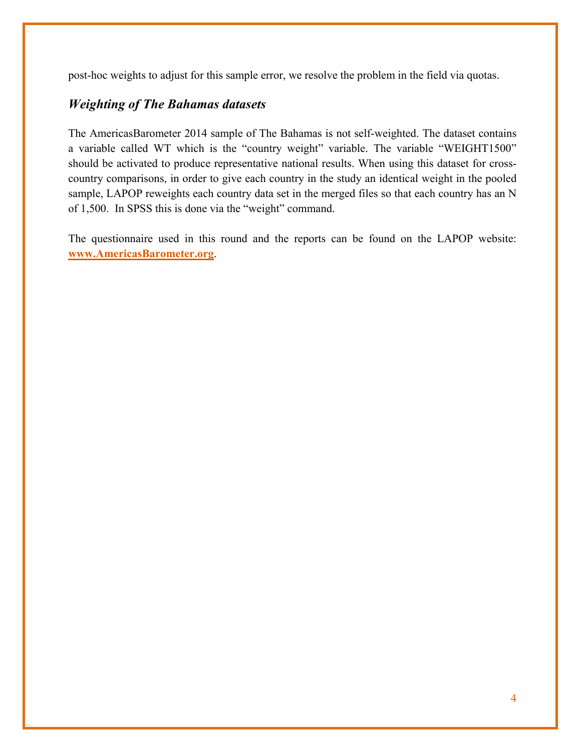post-hoc weights to adjust for this sample error, we resolve the problem in the field via quotas.

### *Weighting of The Bahamas datasets*

The AmericasBarometer 2014 sample of The Bahamas is not self-weighted. The dataset contains a variable called WT which is the "country weight" variable. The variable "WEIGHT1500" should be activated to produce representative national results. When using this dataset for cross-country comparisons, in order to give each country in the study an identical weight in the pooled sample, LAPOP reweights each country data set in the merged files so that each country has an N of 1,500. In SPSS this is done via the "weight" command.

The questionnaire used in this round and the reports can be found on the LAPOP website: **[www.AmericasBarometer.org](http://www.AmericasBarometer.org)**.